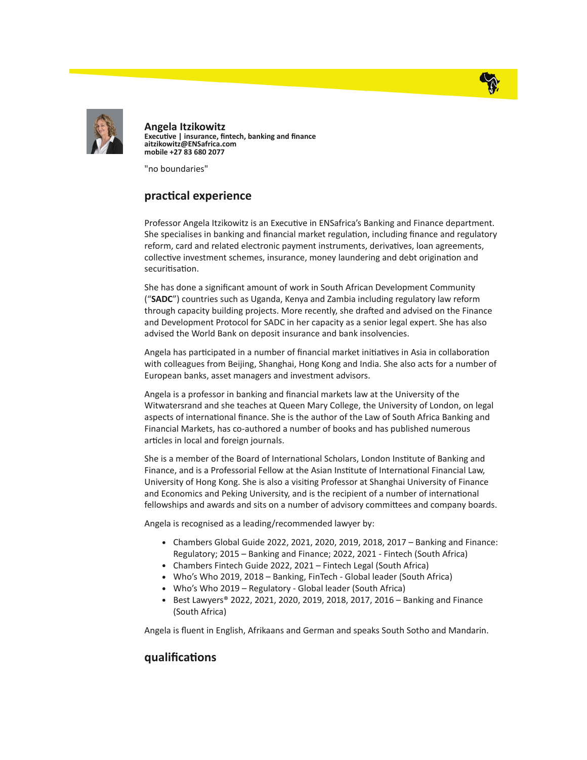# Angela Itzikowitz

**Executive | insurance, fintech, banking and finance**
**aitzikowitz@ENSafrica.com**
**mobile +27 83 680 2077**

"no boundaries"

## practical experience

Professor Angela Itzikowitz is an Executive in ENSafrica's Banking and Finance department. She specialises in banking and financial market regulation, including finance and regulatory reform, card and related electronic payment instruments, derivatives, loan agreements, collective investment schemes, insurance, money laundering and debt origination and securitisation.

She has done a significant amount of work in South African Development Community ("**SADC**") countries such as Uganda, Kenya and Zambia including regulatory law reform through capacity building projects. More recently, she drafted and advised on the Finance and Development Protocol for SADC in her capacity as a senior legal expert. She has also advised the World Bank on deposit insurance and bank insolvencies.

Angela has participated in a number of financial market initiatives in Asia in collaboration with colleagues from Beijing, Shanghai, Hong Kong and India. She also acts for a number of European banks, asset managers and investment advisors.

Angela is a professor in banking and financial markets law at the University of the Witwatersrand and she teaches at Queen Mary College, the University of London, on legal aspects of international finance. She is the author of the Law of South Africa Banking and Financial Markets, has co-authored a number of books and has published numerous articles in local and foreign journals.

She is a member of the Board of International Scholars, London Institute of Banking and Finance, and is a Professorial Fellow at the Asian Institute of International Financial Law, University of Hong Kong. She is also a visiting Professor at Shanghai University of Finance and Economics and Peking University, and is the recipient of a number of international fellowships and awards and sits on a number of advisory committees and company boards.

Angela is recognised as a leading/recommended lawyer by:

- Chambers Global Guide 2022, 2021, 2020, 2019, 2018, 2017 – Banking and Finance: Regulatory; 2015 – Banking and Finance; 2022, 2021 - Fintech (South Africa)
- Chambers Fintech Guide 2022, 2021 – Fintech Legal (South Africa)
- Who's Who 2019, 2018 – Banking, FinTech - Global leader (South Africa)
- Who's Who 2019 – Regulatory - Global leader (South Africa)
- Best Lawyers® 2022, 2021, 2020, 2019, 2018, 2017, 2016 – Banking and Finance (South Africa)

Angela is fluent in English, Afrikaans and German and speaks South Sotho and Mandarin.

## qualifications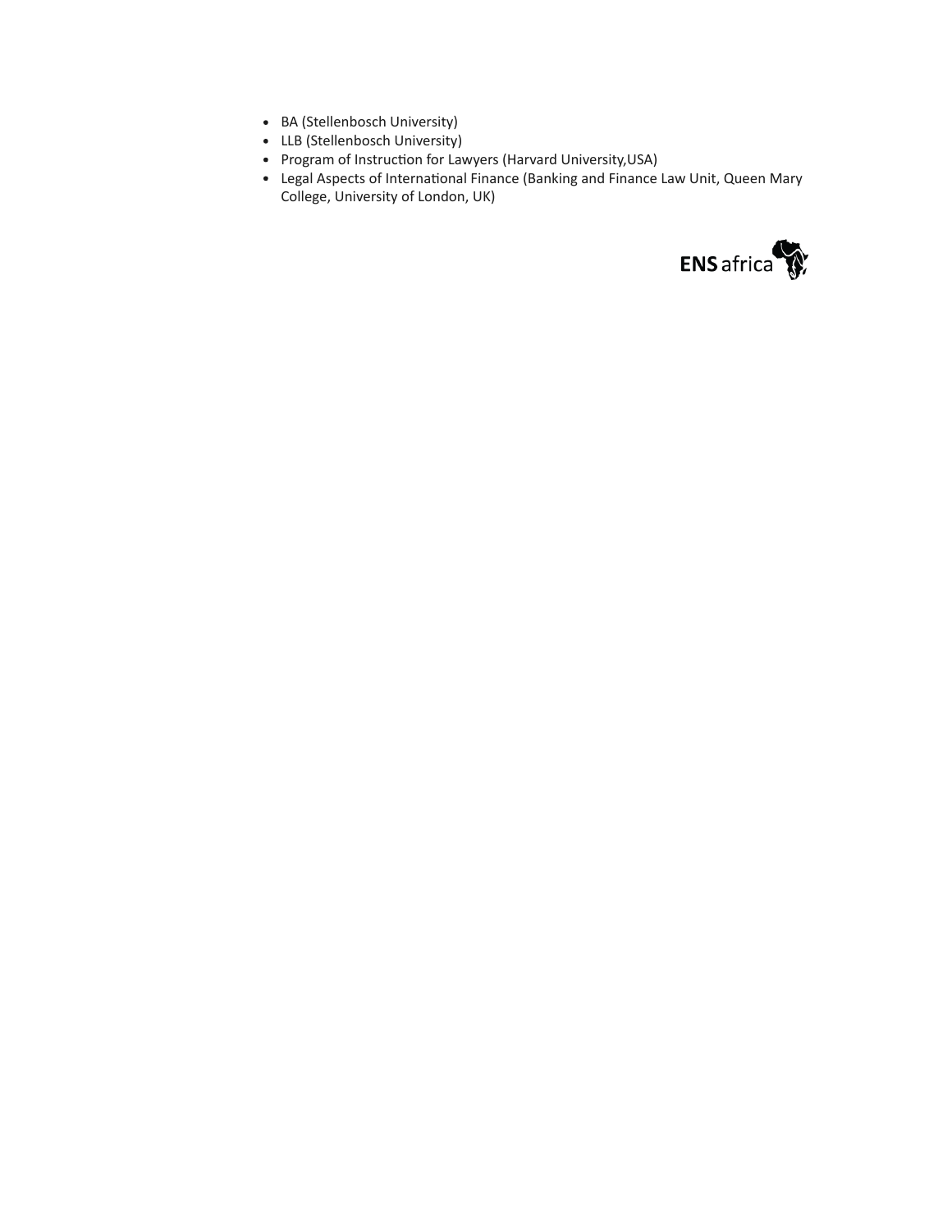- BA (Stellenbosch University)
- LLB (Stellenbosch University)
- Program of Instruction for Lawyers (Harvard University,USA)
- Legal Aspects of International Finance (Banking and Finance Law Unit, Queen Mary College, University of London, UK)

**ENS** africa